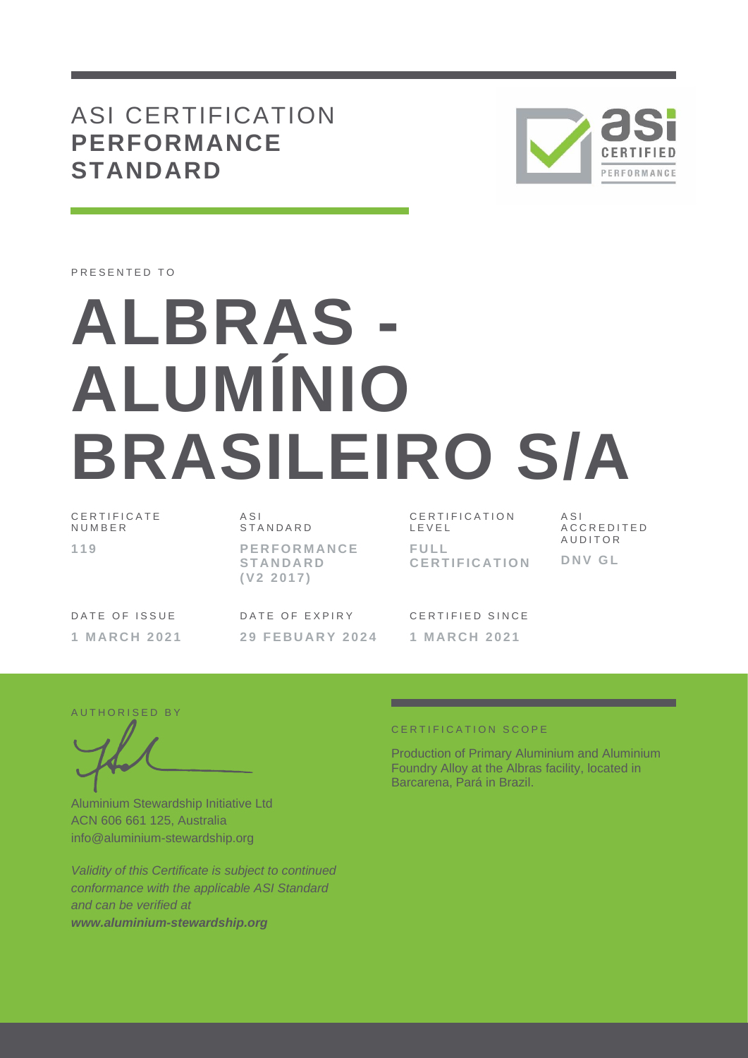# ASI CERTIFICATION **PERFORMANCE STANDARD**

PRESENTED TO

# ALBRAS - ALUMÍNIO BRASILEIRO S/A

| CERTIFICATE NUMBER | ASI STANDARD | CERTIFICATION LEVEL | ASI ACCREDITED AUDITOR |
|---|---|---|---|
| **119** | **PERFORMANCE STANDARD (V2 2017)** | **FULL CERTIFICATION** | **DNV GL** |

| DATE OF ISSUE | DATE OF EXPIRY | CERTIFIED SINCE |
|---|---|---|
| **1 MARCH 2021** | **29 FEBUARY 2024** | **1 MARCH 2021** |

AUTHORISED BY

Aluminium Stewardship Initiative Ltd
ACN 606 661 125, Australia
info@aluminium-stewardship.org

*Validity of this Certificate is subject to continued conformance with the applicable ASI Standard and can be verified at* ***www.aluminium-stewardship.org***

CERTIFICATION SCOPE

Production of Primary Aluminium and Aluminium Foundry Alloy at the Albras facility, located in Barcarena, Pará in Brazil.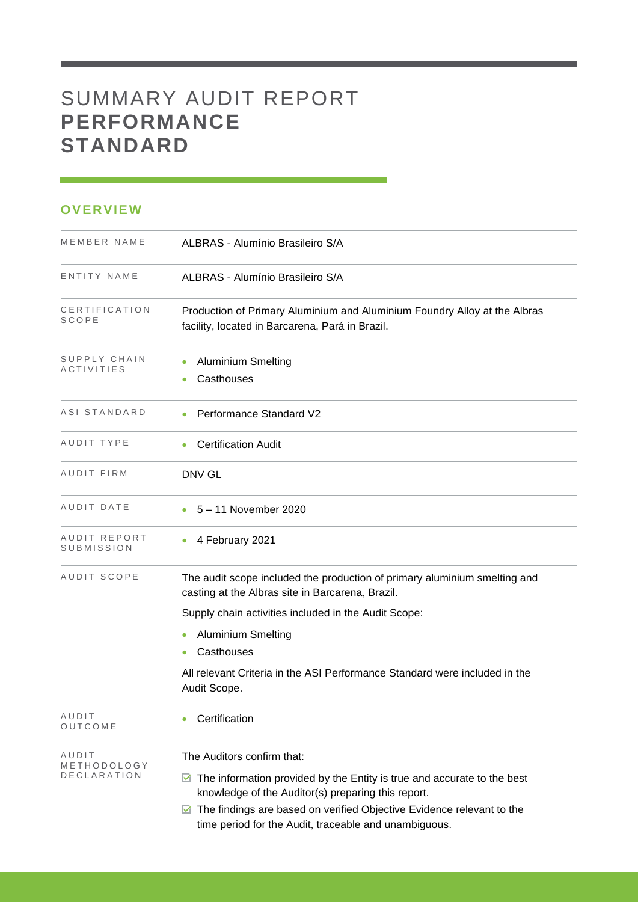# SUMMARY AUDIT REPORT **PERFORMANCE STANDARD**

## OVERVIEW

| | |
|---|---|
| MEMBER NAME | ALBRAS - Alumínio Brasileiro S/A |
| ENTITY NAME | ALBRAS - Alumínio Brasileiro S/A |
| CERTIFICATION SCOPE | Production of Primary Aluminium and Aluminium Foundry Alloy at the Albras facility, located in Barcarena, Pará in Brazil. |
| SUPPLY CHAIN ACTIVITIES | • Aluminium Smelting<br>• Casthouses |
| ASI STANDARD | • Performance Standard V2 |
| AUDIT TYPE | • Certification Audit |
| AUDIT FIRM | DNV GL |
| AUDIT DATE | • 5 – 11 November 2020 |
| AUDIT REPORT SUBMISSION | • 4 February 2021 |
| AUDIT SCOPE | The audit scope included the production of primary aluminium smelting and casting at the Albras site in Barcarena, Brazil.<br>Supply chain activities included in the Audit Scope:<br>• Aluminium Smelting<br>• Casthouses<br>All relevant Criteria in the ASI Performance Standard were included in the Audit Scope. |
| AUDIT OUTCOME | • Certification |
| AUDIT METHODOLOGY DECLARATION | The Auditors confirm that:<br>☑ The information provided by the Entity is true and accurate to the best knowledge of the Auditor(s) preparing this report.<br>☑ The findings are based on verified Objective Evidence relevant to the time period for the Audit, traceable and unambiguous. |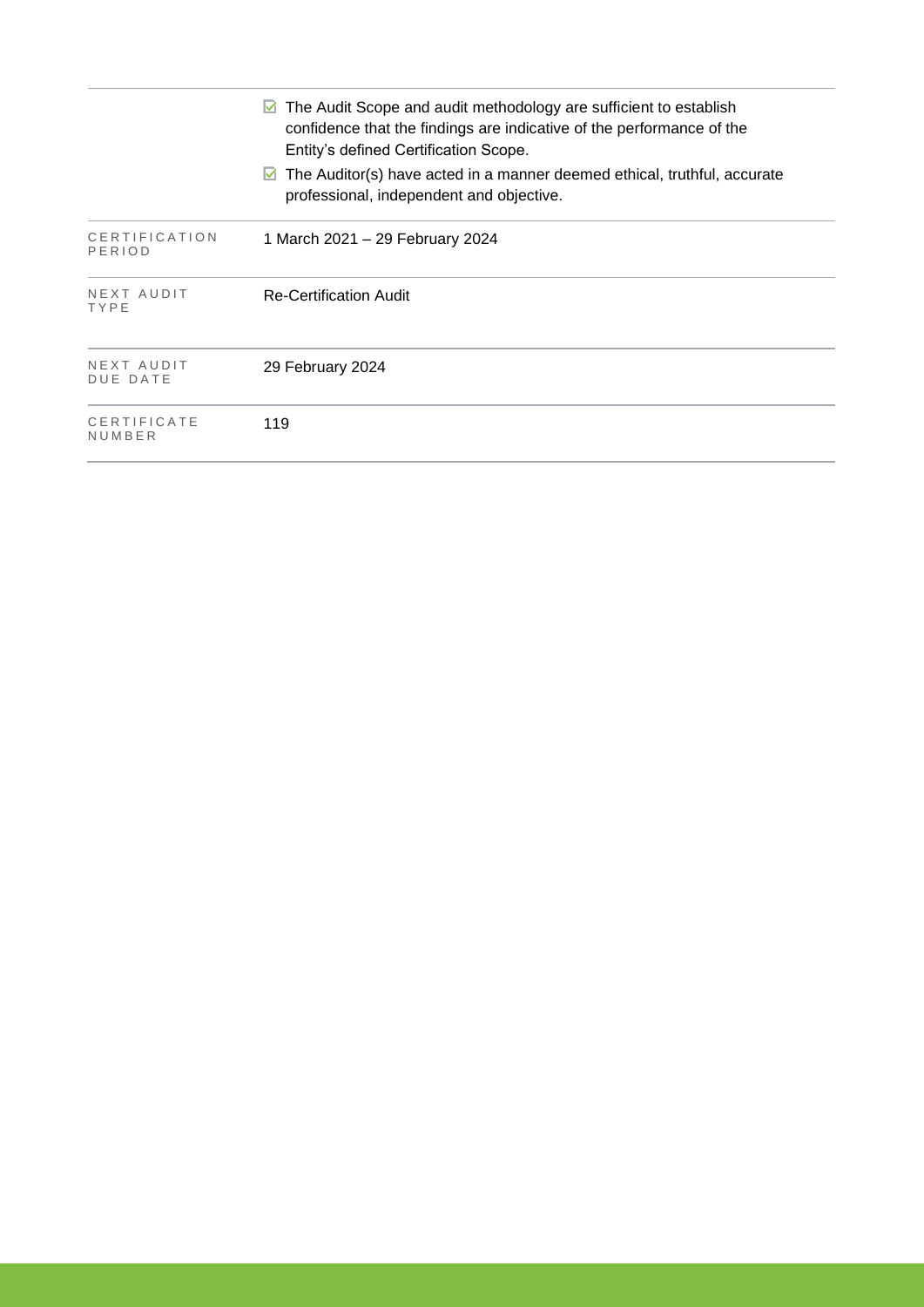| | |
|---|---|
| | ☑ The Audit Scope and audit methodology are sufficient to establish confidence that the findings are indicative of the performance of the Entity's defined Certification Scope.<br>☑ The Auditor(s) have acted in a manner deemed ethical, truthful, accurate professional, independent and objective. |
| CERTIFICATION PERIOD | 1 March 2021 – 29 February 2024 |
| NEXT AUDIT TYPE | Re-Certification Audit |
| NEXT AUDIT DUE DATE | 29 February 2024 |
| CERTIFICATE NUMBER | 119 |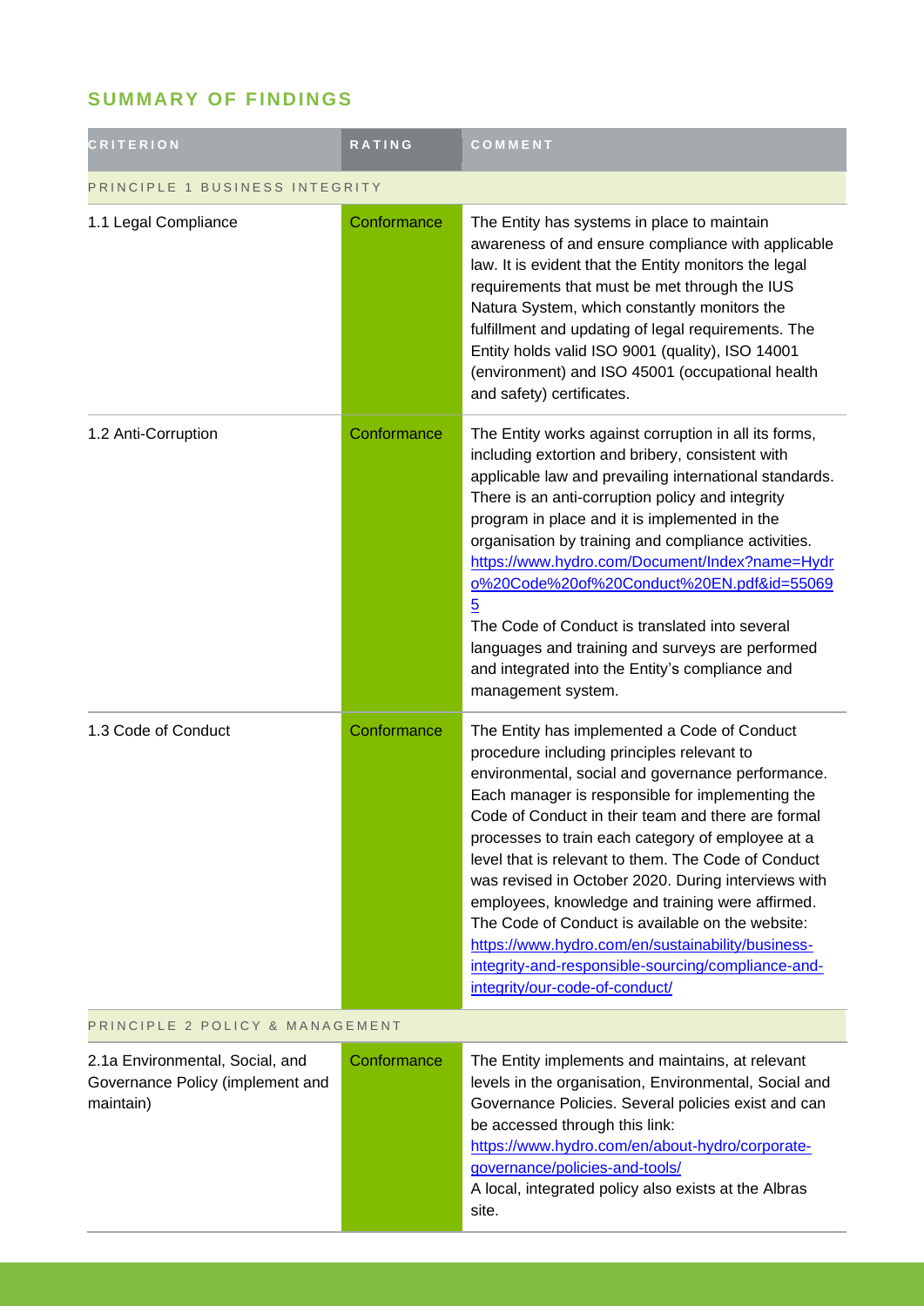## SUMMARY OF FINDINGS

| CRITERION | RATING | COMMENT |
|---|---|---|
| PRINCIPLE 1 BUSINESS INTEGRITY | | |
| 1.1 Legal Compliance | Conformance | The Entity has systems in place to maintain awareness of and ensure compliance with applicable law. It is evident that the Entity monitors the legal requirements that must be met through the IUS Natura System, which constantly monitors the fulfillment and updating of legal requirements. The Entity holds valid ISO 9001 (quality), ISO 14001 (environment) and ISO 45001 (occupational health and safety) certificates. |
| 1.2 Anti-Corruption | Conformance | The Entity works against corruption in all its forms, including extortion and bribery, consistent with applicable law and prevailing international standards. There is an anti-corruption policy and integrity program in place and it is implemented in the organisation by training and compliance activities. https://www.hydro.com/Document/Index?name=Hydro%20Code%20of%20Conduct%20EN.pdf&id=550695 The Code of Conduct is translated into several languages and training and surveys are performed and integrated into the Entity's compliance and management system. |
| 1.3 Code of Conduct | Conformance | The Entity has implemented a Code of Conduct procedure including principles relevant to environmental, social and governance performance. Each manager is responsible for implementing the Code of Conduct in their team and there are formal processes to train each category of employee at a level that is relevant to them. The Code of Conduct was revised in October 2020. During interviews with employees, knowledge and training were affirmed. The Code of Conduct is available on the website: https://www.hydro.com/en/sustainability/business-integrity-and-responsible-sourcing/compliance-and-integrity/our-code-of-conduct/ |
| PRINCIPLE 2 POLICY & MANAGEMENT | | |
| 2.1a Environmental, Social, and Governance Policy (implement and maintain) | Conformance | The Entity implements and maintains, at relevant levels in the organisation, Environmental, Social and Governance Policies. Several policies exist and can be accessed through this link: https://www.hydro.com/en/about-hydro/corporate-governance/policies-and-tools/ A local, integrated policy also exists at the Albras site. |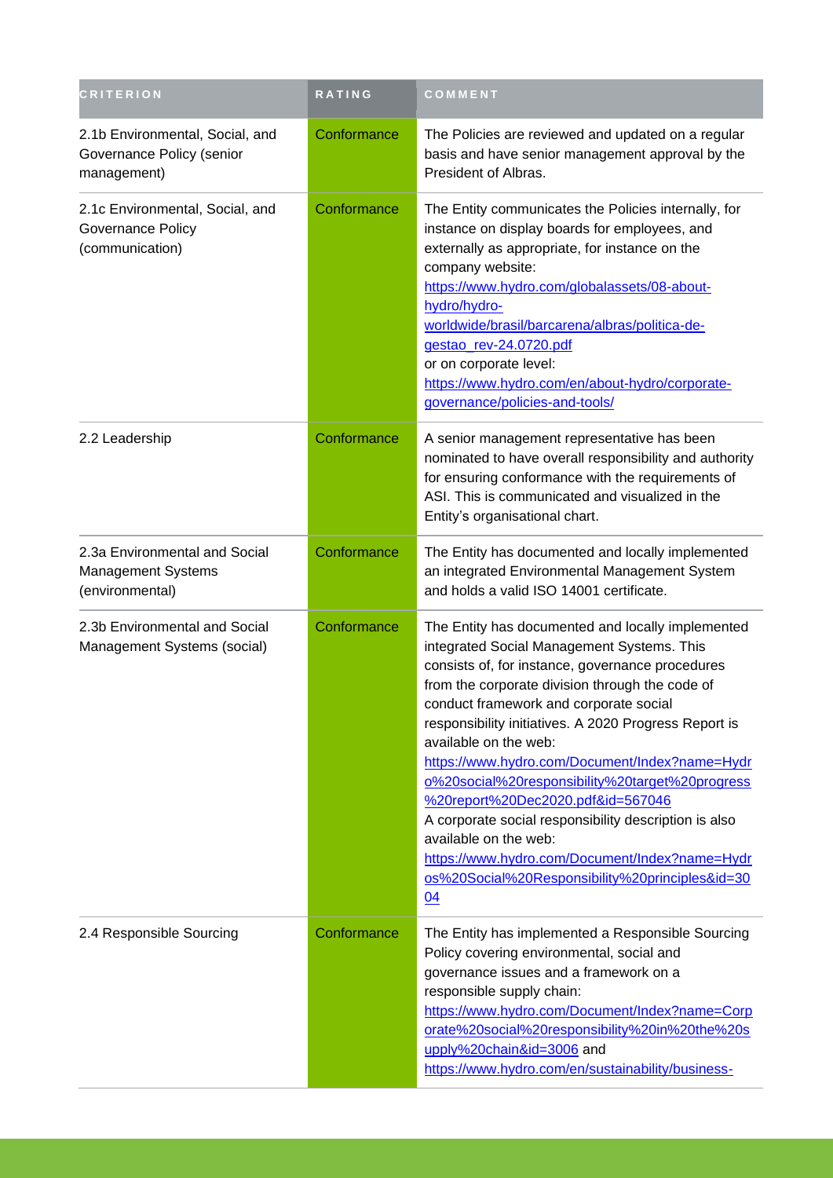| CRITERION | RATING | COMMENT |
| --- | --- | --- |
| 2.1b Environmental, Social, and Governance Policy (senior management) | Conformance | The Policies are reviewed and updated on a regular basis and have senior management approval by the President of Albras. |
| 2.1c Environmental, Social, and Governance Policy (communication) | Conformance | The Entity communicates the Policies internally, for instance on display boards for employees, and externally as appropriate, for instance on the company website: https://www.hydro.com/globalassets/08-about-hydro/hydro-worldwide/brasil/barcarena/albras/politica-de-gestao_rev-24.0720.pdf or on corporate level: https://www.hydro.com/en/about-hydro/corporate-governance/policies-and-tools/ |
| 2.2 Leadership | Conformance | A senior management representative has been nominated to have overall responsibility and authority for ensuring conformance with the requirements of ASI. This is communicated and visualized in the Entity's organisational chart. |
| 2.3a Environmental and Social Management Systems (environmental) | Conformance | The Entity has documented and locally implemented an integrated Environmental Management System and holds a valid ISO 14001 certificate. |
| 2.3b Environmental and Social Management Systems (social) | Conformance | The Entity has documented and locally implemented integrated Social Management Systems. This consists of, for instance, governance procedures from the corporate division through the code of conduct framework and corporate social responsibility initiatives. A 2020 Progress Report is available on the web: https://www.hydro.com/Document/Index?name=Hydro%20social%20responsibility%20target%20progress%20report%20Dec2020.pdf&id=567046 A corporate social responsibility description is also available on the web: https://www.hydro.com/Document/Index?name=Hydros%20Social%20Responsibility%20principles&id=3004 |
| 2.4 Responsible Sourcing | Conformance | The Entity has implemented a Responsible Sourcing Policy covering environmental, social and governance issues and a framework on a responsible supply chain: https://www.hydro.com/Document/Index?name=Corporate%20social%20responsibility%20in%20the%20supply%20chain&id=3006 and https://www.hydro.com/en/sustainability/business- |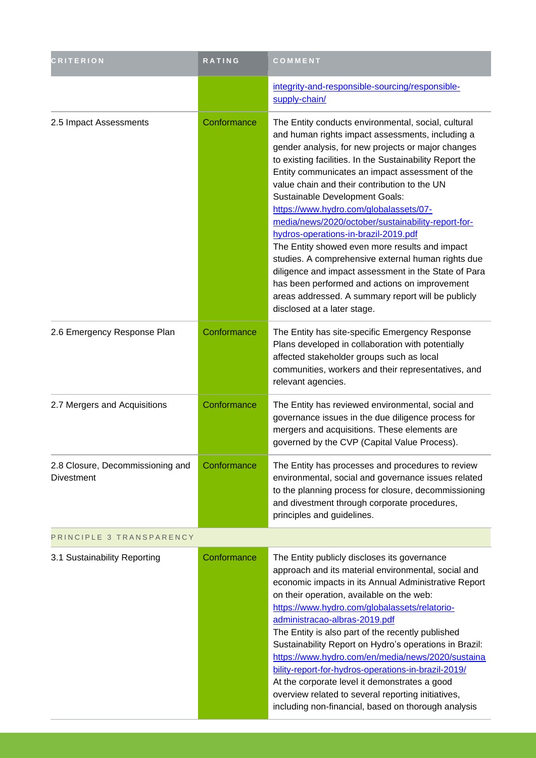| CRITERION | RATING | COMMENT |
|---|---|---|
| | | integrity-and-responsible-sourcing/responsible-supply-chain/ |
| 2.5 Impact Assessments | Conformance | The Entity conducts environmental, social, cultural and human rights impact assessments, including a gender analysis, for new projects or major changes to existing facilities. In the Sustainability Report the Entity communicates an impact assessment of the value chain and their contribution to the UN Sustainable Development Goals: https://www.hydro.com/globalassets/07-media/news/2020/october/sustainability-report-for-hydros-operations-in-brazil-2019.pdf The Entity showed even more results and impact studies. A comprehensive external human rights due diligence and impact assessment in the State of Para has been performed and actions on improvement areas addressed. A summary report will be publicly disclosed at a later stage. |
| 2.6 Emergency Response Plan | Conformance | The Entity has site-specific Emergency Response Plans developed in collaboration with potentially affected stakeholder groups such as local communities, workers and their representatives, and relevant agencies. |
| 2.7 Mergers and Acquisitions | Conformance | The Entity has reviewed environmental, social and governance issues in the due diligence process for mergers and acquisitions. These elements are governed by the CVP (Capital Value Process). |
| 2.8 Closure, Decommissioning and Divestment | Conformance | The Entity has processes and procedures to review environmental, social and governance issues related to the planning process for closure, decommissioning and divestment through corporate procedures, principles and guidelines. |
| PRINCIPLE 3 TRANSPARENCY | | |
| 3.1 Sustainability Reporting | Conformance | The Entity publicly discloses its governance approach and its material environmental, social and economic impacts in its Annual Administrative Report on their operation, available on the web: https://www.hydro.com/globalassets/relatorio-administracao-albras-2019.pdf The Entity is also part of the recently published Sustainability Report on Hydro's operations in Brazil: https://www.hydro.com/en/media/news/2020/sustainability-report-for-hydros-operations-in-brazil-2019/ At the corporate level it demonstrates a good overview related to several reporting initiatives, including non-financial, based on thorough analysis |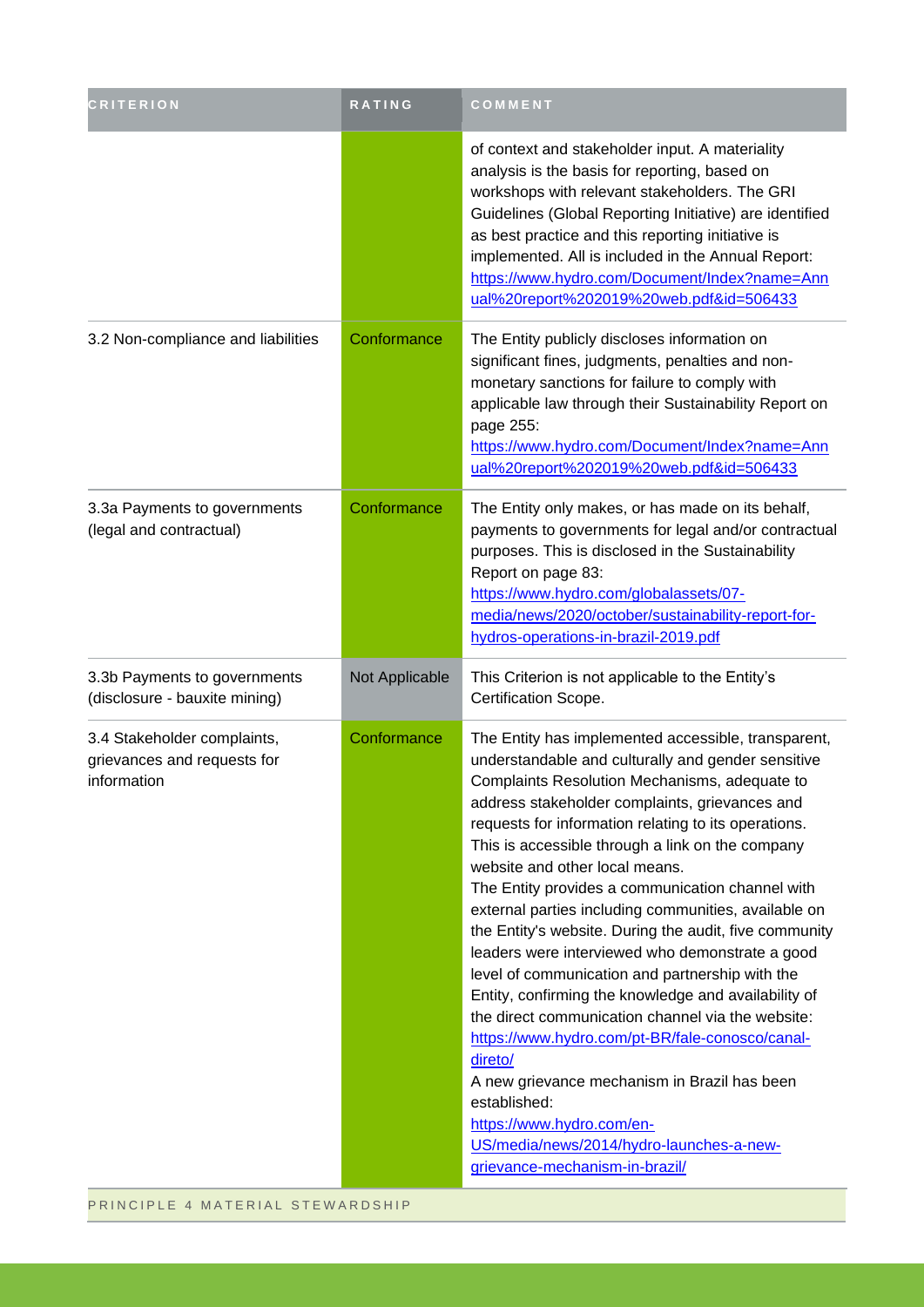| CRITERION | RATING | COMMENT |
|---|---|---|
| | | of context and stakeholder input. A materiality analysis is the basis for reporting, based on workshops with relevant stakeholders. The GRI Guidelines (Global Reporting Initiative) are identified as best practice and this reporting initiative is implemented. All is included in the Annual Report: [https://www.hydro.com/Document/Index?name=Annual%20report%202019%20web.pdf&id=506433](https://www.hydro.com/Document/Index?name=Annual%20report%202019%20web.pdf&id=506433) |
| 3.2 Non-compliance and liabilities | Conformance | The Entity publicly discloses information on significant fines, judgments, penalties and non-monetary sanctions for failure to comply with applicable law through their Sustainability Report on page 255: [https://www.hydro.com/Document/Index?name=Annual%20report%202019%20web.pdf&id=506433](https://www.hydro.com/Document/Index?name=Annual%20report%202019%20web.pdf&id=506433) |
| 3.3a Payments to governments (legal and contractual) | Conformance | The Entity only makes, or has made on its behalf, payments to governments for legal and/or contractual purposes. This is disclosed in the Sustainability Report on page 83: [https://www.hydro.com/globalassets/07-media/news/2020/october/sustainability-report-for-hydros-operations-in-brazil-2019.pdf](https://www.hydro.com/globalassets/07-media/news/2020/october/sustainability-report-for-hydros-operations-in-brazil-2019.pdf) |
| 3.3b Payments to governments (disclosure - bauxite mining) | Not Applicable | This Criterion is not applicable to the Entity's Certification Scope. |
| 3.4 Stakeholder complaints, grievances and requests for information | Conformance | The Entity has implemented accessible, transparent, understandable and culturally and gender sensitive Complaints Resolution Mechanisms, adequate to address stakeholder complaints, grievances and requests for information relating to its operations. This is accessible through a link on the company website and other local means.<br>The Entity provides a communication channel with external parties including communities, available on the Entity's website. During the audit, five community leaders were interviewed who demonstrate a good level of communication and partnership with the Entity, confirming the knowledge and availability of the direct communication channel via the website: [https://www.hydro.com/pt-BR/fale-conosco/canal-direto/](https://www.hydro.com/pt-BR/fale-conosco/canal-direto/)<br>A new grievance mechanism in Brazil has been established:<br>[https://www.hydro.com/en-US/media/news/2014/hydro-launches-a-new-grievance-mechanism-in-brazil/](https://www.hydro.com/en-US/media/news/2014/hydro-launches-a-new-grievance-mechanism-in-brazil/) |

PRINCIPLE 4 MATERIAL STEWARDSHIP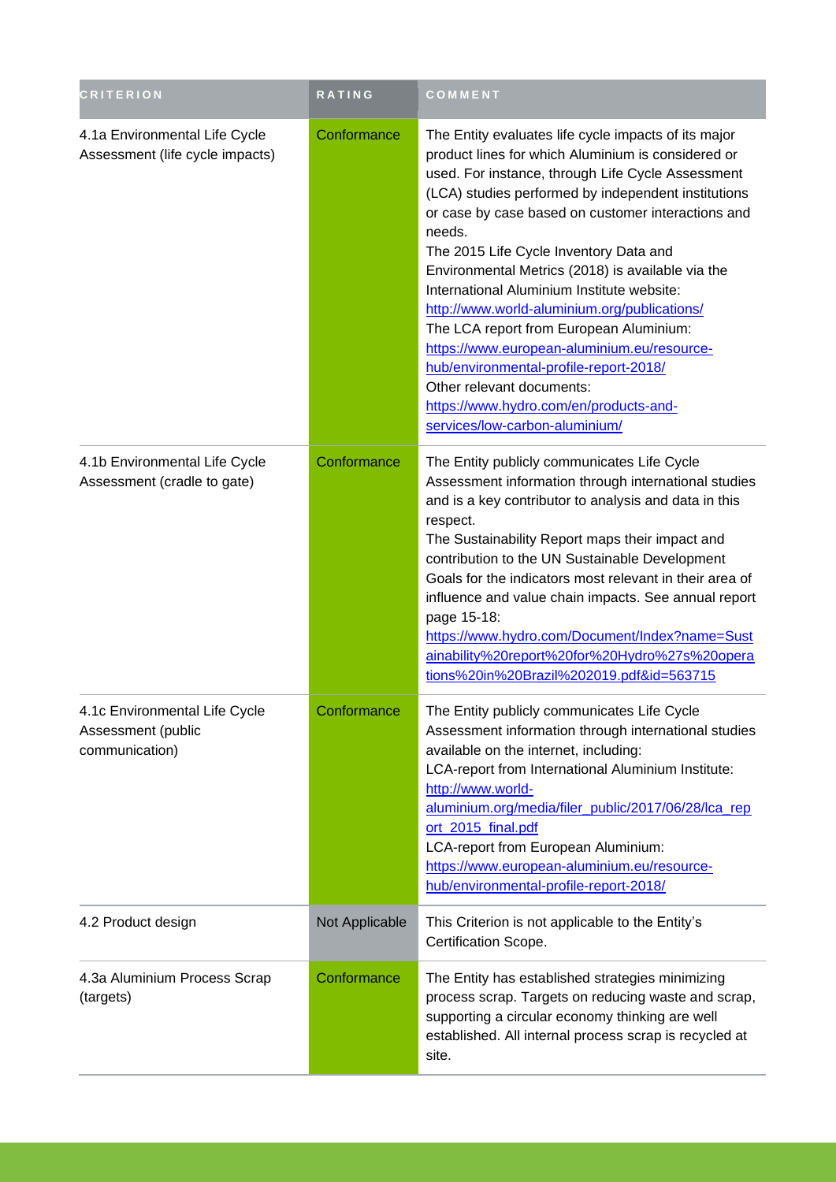| CRITERION | RATING | COMMENT |
| --- | --- | --- |
| 4.1a Environmental Life Cycle Assessment (life cycle impacts) | Conformance | The Entity evaluates life cycle impacts of its major product lines for which Aluminium is considered or used. For instance, through Life Cycle Assessment (LCA) studies performed by independent institutions or case by case based on customer interactions and needs.<br>The 2015 Life Cycle Inventory Data and Environmental Metrics (2018) is available via the International Aluminium Institute website: http://www.world-aluminium.org/publications/<br>The LCA report from European Aluminium: https://www.european-aluminium.eu/resource-hub/environmental-profile-report-2018/<br>Other relevant documents: https://www.hydro.com/en/products-and-services/low-carbon-aluminium/ |
| 4.1b Environmental Life Cycle Assessment (cradle to gate) | Conformance | The Entity publicly communicates Life Cycle Assessment information through international studies and is a key contributor to analysis and data in this respect.<br>The Sustainability Report maps their impact and contribution to the UN Sustainable Development Goals for the indicators most relevant in their area of influence and value chain impacts. See annual report page 15-18: https://www.hydro.com/Document/Index?name=Sustainability%20report%20for%20Hydro%27s%20operations%20in%20Brazil%202019.pdf&id=563715 |
| 4.1c Environmental Life Cycle Assessment (public communication) | Conformance | The Entity publicly communicates Life Cycle Assessment information through international studies available on the internet, including:<br>LCA-report from International Aluminium Institute: http://www.world-aluminium.org/media/filer_public/2017/06/28/lca_report_2015_final.pdf<br>LCA-report from European Aluminium: https://www.european-aluminium.eu/resource-hub/environmental-profile-report-2018/ |
| 4.2 Product design | Not Applicable | This Criterion is not applicable to the Entity's Certification Scope. |
| 4.3a Aluminium Process Scrap (targets) | Conformance | The Entity has established strategies minimizing process scrap. Targets on reducing waste and scrap, supporting a circular economy thinking are well established. All internal process scrap is recycled at site. |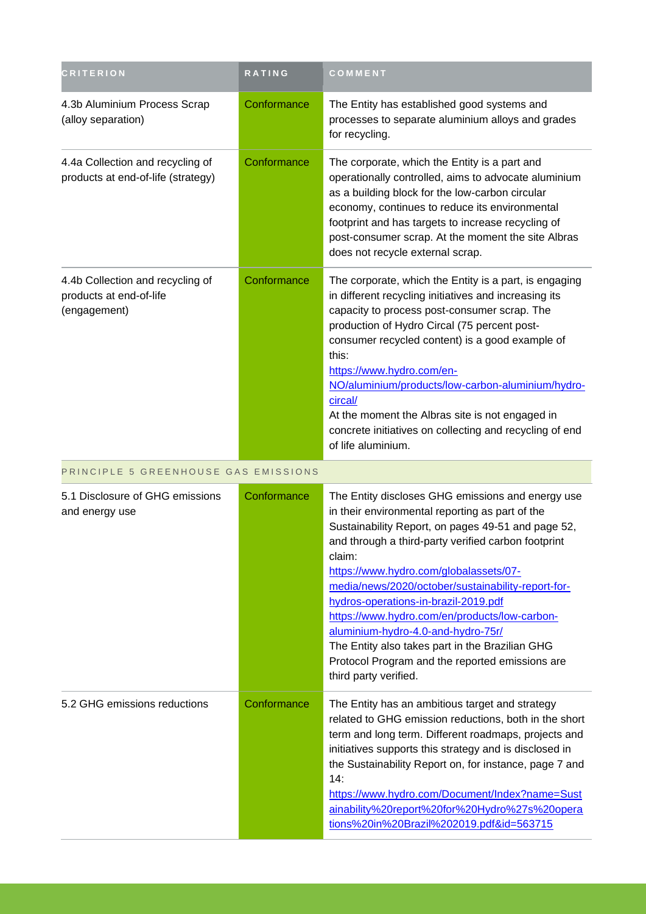| CRITERION | RATING | COMMENT |
|---|---|---|
| 4.3b Aluminium Process Scrap (alloy separation) | Conformance | The Entity has established good systems and processes to separate aluminium alloys and grades for recycling. |
| 4.4a Collection and recycling of products at end-of-life (strategy) | Conformance | The corporate, which the Entity is a part and operationally controlled, aims to advocate aluminium as a building block for the low-carbon circular economy, continues to reduce its environmental footprint and has targets to increase recycling of post-consumer scrap. At the moment the site Albras does not recycle external scrap. |
| 4.4b Collection and recycling of products at end-of-life (engagement) | Conformance | The corporate, which the Entity is a part, is engaging in different recycling initiatives and increasing its capacity to process post-consumer scrap. The production of Hydro Circal (75 percent post-consumer recycled content) is a good example of this: https://www.hydro.com/en-NO/aluminium/products/low-carbon-aluminium/hydro-circal/ At the moment the Albras site is not engaged in concrete initiatives on collecting and recycling of end of life aluminium. |
| PRINCIPLE 5 GREENHOUSE GAS EMISSIONS | | |
| 5.1 Disclosure of GHG emissions and energy use | Conformance | The Entity discloses GHG emissions and energy use in their environmental reporting as part of the Sustainability Report, on pages 49-51 and page 52, and through a third-party verified carbon footprint claim: https://www.hydro.com/globalassets/07-media/news/2020/october/sustainability-report-for-hydros-operations-in-brazil-2019.pdf https://www.hydro.com/en/products/low-carbon-aluminium-hydro-4.0-and-hydro-75r/ The Entity also takes part in the Brazilian GHG Protocol Program and the reported emissions are third party verified. |
| 5.2 GHG emissions reductions | Conformance | The Entity has an ambitious target and strategy related to GHG emission reductions, both in the short term and long term. Different roadmaps, projects and initiatives supports this strategy and is disclosed in the Sustainability Report on, for instance, page 7 and 14: https://www.hydro.com/Document/Index?name=Sustainability%20report%20for%20Hydro%27s%20operations%20in%20Brazil%202019.pdf&id=563715 |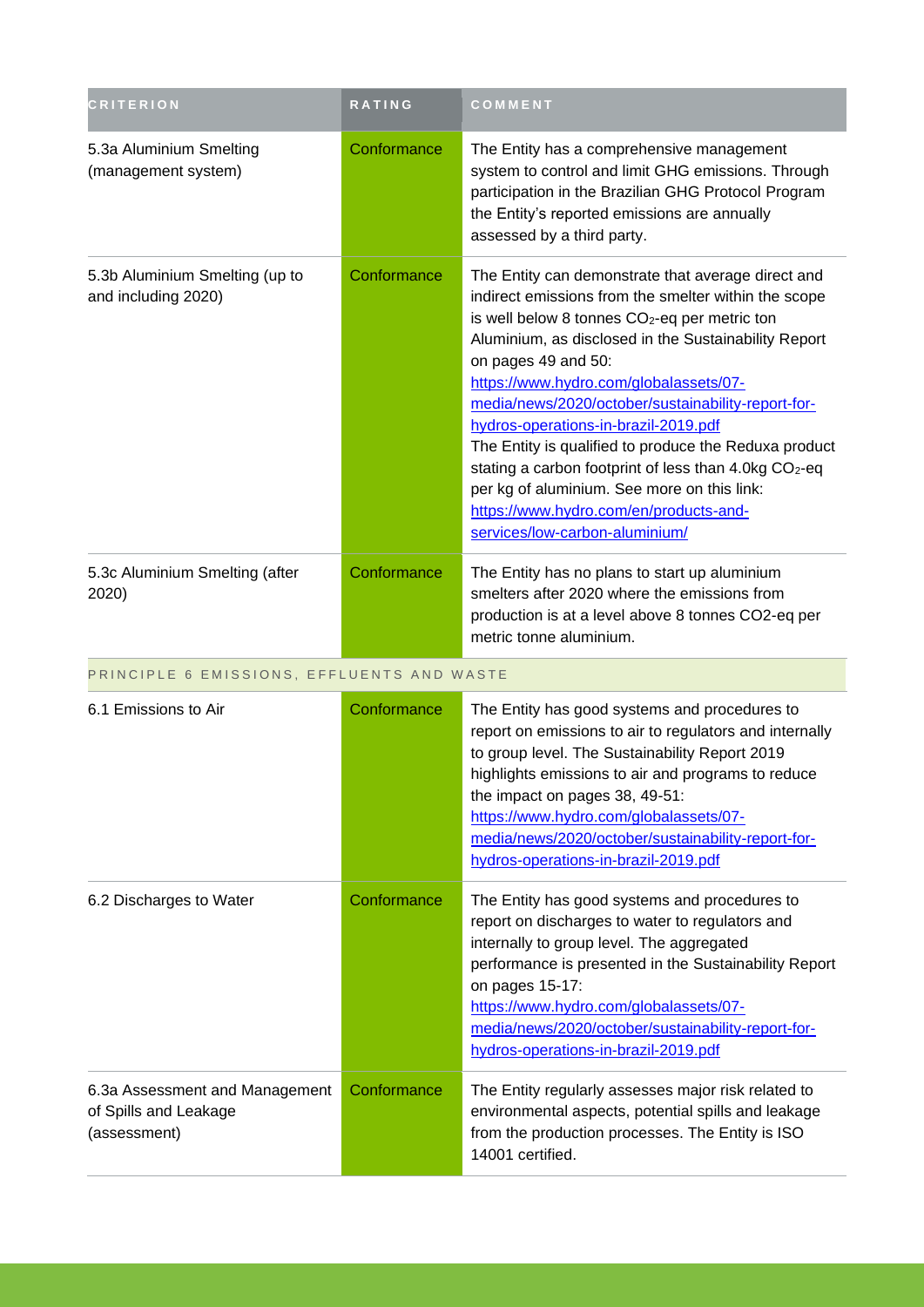| CRITERION | RATING | COMMENT |
|---|---|---|
| 5.3a Aluminium Smelting (management system) | Conformance | The Entity has a comprehensive management system to control and limit GHG emissions. Through participation in the Brazilian GHG Protocol Program the Entity's reported emissions are annually assessed by a third party. |
| 5.3b Aluminium Smelting (up to and including 2020) | Conformance | The Entity can demonstrate that average direct and indirect emissions from the smelter within the scope is well below 8 tonnes $CO_2$-eq per metric ton Aluminium, as disclosed in the Sustainability Report on pages 49 and 50: https://www.hydro.com/globalassets/07-media/news/2020/october/sustainability-report-for-hydros-operations-in-brazil-2019.pdf The Entity is qualified to produce the Reduxa product stating a carbon footprint of less than 4.0kg $CO_2$-eq per kg of aluminium. See more on this link: https://www.hydro.com/en/products-and-services/low-carbon-aluminium/ |
| 5.3c Aluminium Smelting (after 2020) | Conformance | The Entity has no plans to start up aluminium smelters after 2020 where the emissions from production is at a level above 8 tonnes CO2-eq per metric tonne aluminium. |
| PRINCIPLE 6 EMISSIONS, EFFLUENTS AND WASTE | | |
| 6.1 Emissions to Air | Conformance | The Entity has good systems and procedures to report on emissions to air to regulators and internally to group level. The Sustainability Report 2019 highlights emissions to air and programs to reduce the impact on pages 38, 49-51: https://www.hydro.com/globalassets/07-media/news/2020/october/sustainability-report-for-hydros-operations-in-brazil-2019.pdf |
| 6.2 Discharges to Water | Conformance | The Entity has good systems and procedures to report on discharges to water to regulators and internally to group level. The aggregated performance is presented in the Sustainability Report on pages 15-17: https://www.hydro.com/globalassets/07-media/news/2020/october/sustainability-report-for-hydros-operations-in-brazil-2019.pdf |
| 6.3a Assessment and Management of Spills and Leakage (assessment) | Conformance | The Entity regularly assesses major risk related to environmental aspects, potential spills and leakage from the production processes. The Entity is ISO 14001 certified. |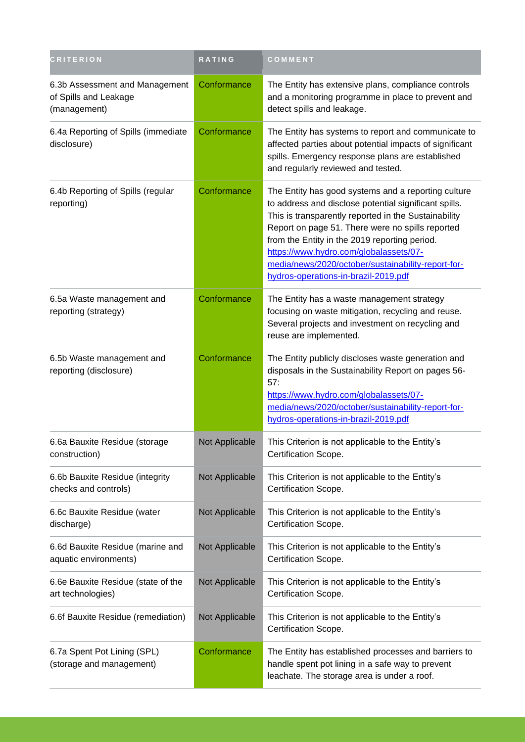| CRITERION | RATING | COMMENT |
|---|---|---|
| 6.3b Assessment and Management of Spills and Leakage (management) | Conformance | The Entity has extensive plans, compliance controls and a monitoring programme in place to prevent and detect spills and leakage. |
| 6.4a Reporting of Spills (immediate disclosure) | Conformance | The Entity has systems to report and communicate to affected parties about potential impacts of significant spills. Emergency response plans are established and regularly reviewed and tested. |
| 6.4b Reporting of Spills (regular reporting) | Conformance | The Entity has good systems and a reporting culture to address and disclose potential significant spills. This is transparently reported in the Sustainability Report on page 51. There were no spills reported from the Entity in the 2019 reporting period. https://www.hydro.com/globalassets/07-media/news/2020/october/sustainability-report-for-hydros-operations-in-brazil-2019.pdf |
| 6.5a Waste management and reporting (strategy) | Conformance | The Entity has a waste management strategy focusing on waste mitigation, recycling and reuse. Several projects and investment on recycling and reuse are implemented. |
| 6.5b Waste management and reporting (disclosure) | Conformance | The Entity publicly discloses waste generation and disposals in the Sustainability Report on pages 56-57: https://www.hydro.com/globalassets/07-media/news/2020/october/sustainability-report-for-hydros-operations-in-brazil-2019.pdf |
| 6.6a Bauxite Residue (storage construction) | Not Applicable | This Criterion is not applicable to the Entity's Certification Scope. |
| 6.6b Bauxite Residue (integrity checks and controls) | Not Applicable | This Criterion is not applicable to the Entity's Certification Scope. |
| 6.6c Bauxite Residue (water discharge) | Not Applicable | This Criterion is not applicable to the Entity's Certification Scope. |
| 6.6d Bauxite Residue (marine and aquatic environments) | Not Applicable | This Criterion is not applicable to the Entity's Certification Scope. |
| 6.6e Bauxite Residue (state of the art technologies) | Not Applicable | This Criterion is not applicable to the Entity's Certification Scope. |
| 6.6f Bauxite Residue (remediation) | Not Applicable | This Criterion is not applicable to the Entity's Certification Scope. |
| 6.7a Spent Pot Lining (SPL) (storage and management) | Conformance | The Entity has established processes and barriers to handle spent pot lining in a safe way to prevent leachate. The storage area is under a roof. |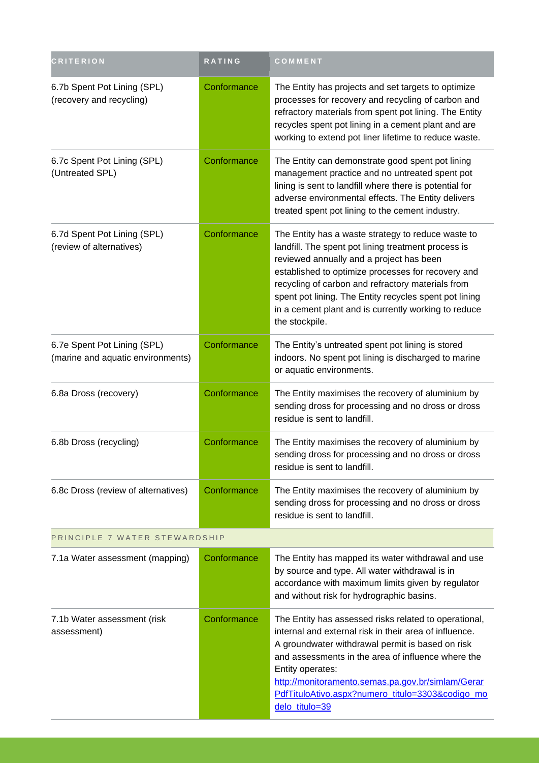| CRITERION | RATING | COMMENT |
| --- | --- | --- |
| 6.7b Spent Pot Lining (SPL) (recovery and recycling) | Conformance | The Entity has projects and set targets to optimize processes for recovery and recycling of carbon and refractory materials from spent pot lining. The Entity recycles spent pot lining in a cement plant and are working to extend pot liner lifetime to reduce waste. |
| 6.7c Spent Pot Lining (SPL) (Untreated SPL) | Conformance | The Entity can demonstrate good spent pot lining management practice and no untreated spent pot lining is sent to landfill where there is potential for adverse environmental effects. The Entity delivers treated spent pot lining to the cement industry. |
| 6.7d Spent Pot Lining (SPL) (review of alternatives) | Conformance | The Entity has a waste strategy to reduce waste to landfill. The spent pot lining treatment process is reviewed annually and a project has been established to optimize processes for recovery and recycling of carbon and refractory materials from spent pot lining. The Entity recycles spent pot lining in a cement plant and is currently working to reduce the stockpile. |
| 6.7e Spent Pot Lining (SPL) (marine and aquatic environments) | Conformance | The Entity's untreated spent pot lining is stored indoors. No spent pot lining is discharged to marine or aquatic environments. |
| 6.8a Dross (recovery) | Conformance | The Entity maximises the recovery of aluminium by sending dross for processing and no dross or dross residue is sent to landfill. |
| 6.8b Dross (recycling) | Conformance | The Entity maximises the recovery of aluminium by sending dross for processing and no dross or dross residue is sent to landfill. |
| 6.8c Dross (review of alternatives) | Conformance | The Entity maximises the recovery of aluminium by sending dross for processing and no dross or dross residue is sent to landfill. |
| PRINCIPLE 7 WATER STEWARDSHIP | | |
| 7.1a Water assessment (mapping) | Conformance | The Entity has mapped its water withdrawal and use by source and type. All water withdrawal is in accordance with maximum limits given by regulator and without risk for hydrographic basins. |
| 7.1b Water assessment (risk assessment) | Conformance | The Entity has assessed risks related to operational, internal and external risk in their area of influence. A groundwater withdrawal permit is based on risk and assessments in the area of influence where the Entity operates: http://monitoramento.semas.pa.gov.br/simlam/GerarPdfTituloAtivo.aspx?numero_titulo=3303&codigo_modelo_titulo=39 |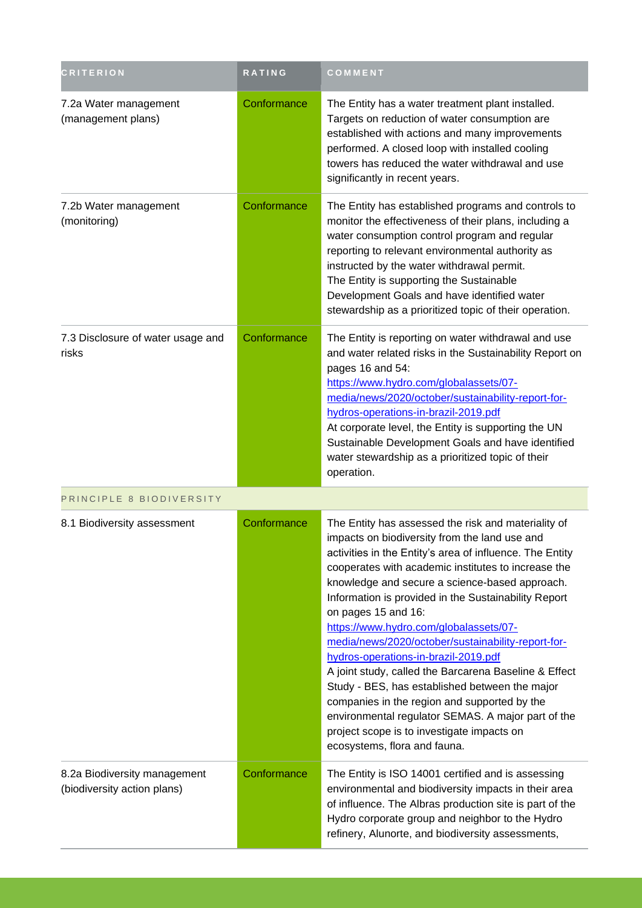| CRITERION | RATING | COMMENT |
|---|---|---|
| 7.2a Water management (management plans) | Conformance | The Entity has a water treatment plant installed. Targets on reduction of water consumption are established with actions and many improvements performed. A closed loop with installed cooling towers has reduced the water withdrawal and use significantly in recent years. |
| 7.2b Water management (monitoring) | Conformance | The Entity has established programs and controls to monitor the effectiveness of their plans, including a water consumption control program and regular reporting to relevant environmental authority as instructed by the water withdrawal permit.<br>The Entity is supporting the Sustainable Development Goals and have identified water stewardship as a prioritized topic of their operation. |
| 7.3 Disclosure of water usage and risks | Conformance | The Entity is reporting on water withdrawal and use and water related risks in the Sustainability Report on pages 16 and 54:<br>https://www.hydro.com/globalassets/07-media/news/2020/october/sustainability-report-for-hydros-operations-in-brazil-2019.pdf<br>At corporate level, the Entity is supporting the UN Sustainable Development Goals and have identified water stewardship as a prioritized topic of their operation. |
| PRINCIPLE 8 BIODIVERSITY | | |
| 8.1 Biodiversity assessment | Conformance | The Entity has assessed the risk and materiality of impacts on biodiversity from the land use and activities in the Entity's area of influence. The Entity cooperates with academic institutes to increase the knowledge and secure a science-based approach. Information is provided in the Sustainability Report on pages 15 and 16:<br>https://www.hydro.com/globalassets/07-media/news/2020/october/sustainability-report-for-hydros-operations-in-brazil-2019.pdf<br>A joint study, called the Barcarena Baseline & Effect Study - BES, has established between the major companies in the region and supported by the environmental regulator SEMAS. A major part of the project scope is to investigate impacts on ecosystems, flora and fauna. |
| 8.2a Biodiversity management (biodiversity action plans) | Conformance | The Entity is ISO 14001 certified and is assessing environmental and biodiversity impacts in their area of influence. The Albras production site is part of the Hydro corporate group and neighbor to the Hydro refinery, Alunorte, and biodiversity assessments, |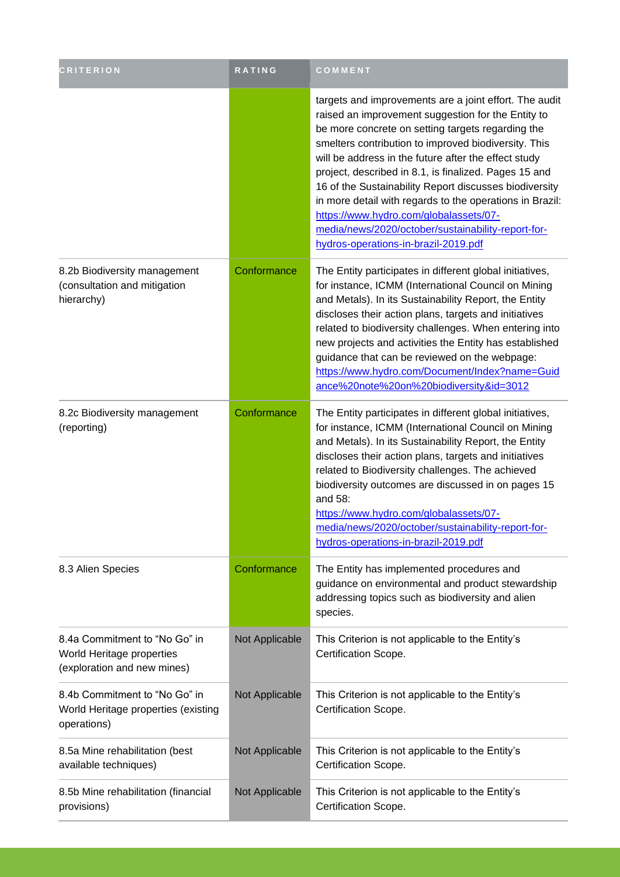| CRITERION | RATING | COMMENT |
| --- | --- | --- |
| | | targets and improvements are a joint effort. The audit raised an improvement suggestion for the Entity to be more concrete on setting targets regarding the smelters contribution to improved biodiversity. This will be address in the future after the effect study project, described in 8.1, is finalized. Pages 15 and 16 of the Sustainability Report discusses biodiversity in more detail with regards to the operations in Brazil: https://www.hydro.com/globalassets/07-media/news/2020/october/sustainability-report-for-hydros-operations-in-brazil-2019.pdf |
| 8.2b Biodiversity management (consultation and mitigation hierarchy) | Conformance | The Entity participates in different global initiatives, for instance, ICMM (International Council on Mining and Metals). In its Sustainability Report, the Entity discloses their action plans, targets and initiatives related to biodiversity challenges. When entering into new projects and activities the Entity has established guidance that can be reviewed on the webpage: https://www.hydro.com/Document/Index?name=Guidance%20note%20on%20biodiversity&id=3012 |
| 8.2c Biodiversity management (reporting) | Conformance | The Entity participates in different global initiatives, for instance, ICMM (International Council on Mining and Metals). In its Sustainability Report, the Entity discloses their action plans, targets and initiatives related to Biodiversity challenges. The achieved biodiversity outcomes are discussed in on pages 15 and 58: https://www.hydro.com/globalassets/07-media/news/2020/october/sustainability-report-for-hydros-operations-in-brazil-2019.pdf |
| 8.3 Alien Species | Conformance | The Entity has implemented procedures and guidance on environmental and product stewardship addressing topics such as biodiversity and alien species. |
| 8.4a Commitment to "No Go" in World Heritage properties (exploration and new mines) | Not Applicable | This Criterion is not applicable to the Entity's Certification Scope. |
| 8.4b Commitment to "No Go" in World Heritage properties (existing operations) | Not Applicable | This Criterion is not applicable to the Entity's Certification Scope. |
| 8.5a Mine rehabilitation (best available techniques) | Not Applicable | This Criterion is not applicable to the Entity's Certification Scope. |
| 8.5b Mine rehabilitation (financial provisions) | Not Applicable | This Criterion is not applicable to the Entity's Certification Scope. |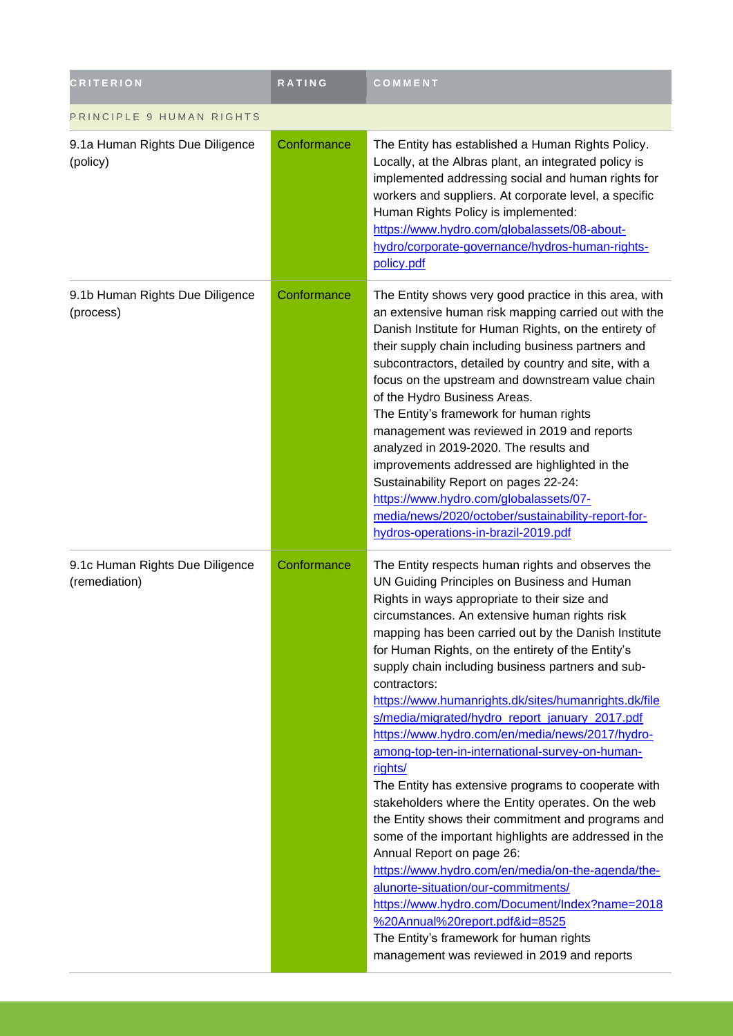| CRITERION | RATING | COMMENT |
| --- | --- | --- |
| PRINCIPLE 9 HUMAN RIGHTS | | |
| 9.1a Human Rights Due Diligence (policy) | Conformance | The Entity has established a Human Rights Policy. Locally, at the Albras plant, an integrated policy is implemented addressing social and human rights for workers and suppliers. At corporate level, a specific Human Rights Policy is implemented: https://www.hydro.com/globalassets/08-about-hydro/corporate-governance/hydros-human-rights-policy.pdf |
| 9.1b Human Rights Due Diligence (process) | Conformance | The Entity shows very good practice in this area, with an extensive human risk mapping carried out with the Danish Institute for Human Rights, on the entirety of their supply chain including business partners and subcontractors, detailed by country and site, with a focus on the upstream and downstream value chain of the Hydro Business Areas. The Entity's framework for human rights management was reviewed in 2019 and reports analyzed in 2019-2020. The results and improvements addressed are highlighted in the Sustainability Report on pages 22-24: https://www.hydro.com/globalassets/07-media/news/2020/october/sustainability-report-for-hydros-operations-in-brazil-2019.pdf |
| 9.1c Human Rights Due Diligence (remediation) | Conformance | The Entity respects human rights and observes the UN Guiding Principles on Business and Human Rights in ways appropriate to their size and circumstances. An extensive human rights risk mapping has been carried out by the Danish Institute for Human Rights, on the entirety of the Entity's supply chain including business partners and sub-contractors: https://www.humanrights.dk/sites/humanrights.dk/files/media/migrated/hydro_report_january_2017.pdf https://www.hydro.com/en/media/news/2017/hydro-among-top-ten-in-international-survey-on-human-rights/ The Entity has extensive programs to cooperate with stakeholders where the Entity operates. On the web the Entity shows their commitment and programs and some of the important highlights are addressed in the Annual Report on page 26: https://www.hydro.com/en/media/on-the-agenda/the-alunorte-situation/our-commitments/ https://www.hydro.com/Document/Index?name=2018%20Annual%20report.pdf&id=8525 The Entity's framework for human rights management was reviewed in 2019 and reports |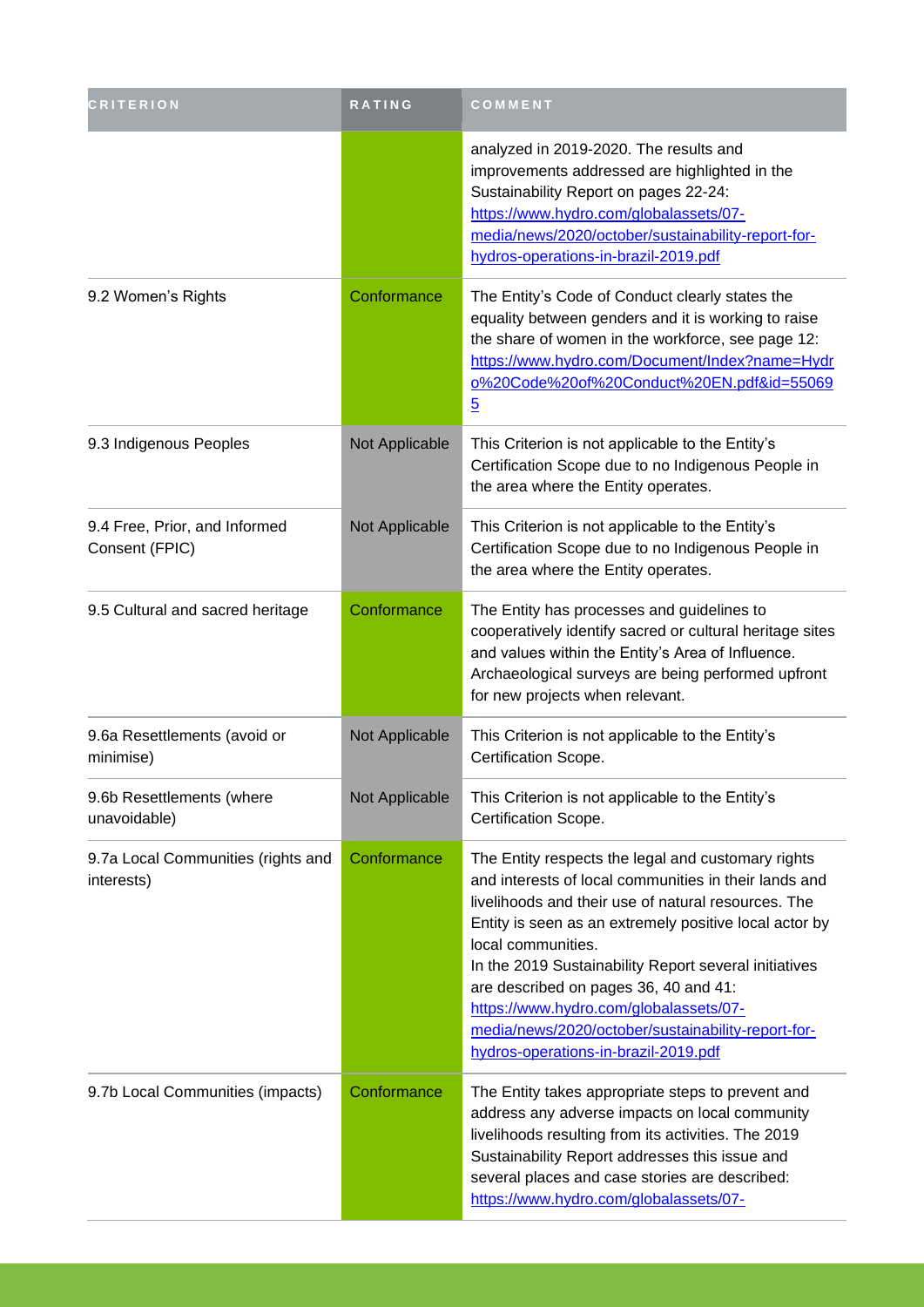| CRITERION | RATING | COMMENT |
|---|---|---|
| | | analyzed in 2019-2020. The results and improvements addressed are highlighted in the Sustainability Report on pages 22-24: https://www.hydro.com/globalassets/07-media/news/2020/october/sustainability-report-for-hydros-operations-in-brazil-2019.pdf |
| 9.2 Women's Rights | Conformance | The Entity's Code of Conduct clearly states the equality between genders and it is working to raise the share of women in the workforce, see page 12: https://www.hydro.com/Document/Index?name=Hydro%20Code%20of%20Conduct%20EN.pdf&id=550695 |
| 9.3 Indigenous Peoples | Not Applicable | This Criterion is not applicable to the Entity's Certification Scope due to no Indigenous People in the area where the Entity operates. |
| 9.4 Free, Prior, and Informed Consent (FPIC) | Not Applicable | This Criterion is not applicable to the Entity's Certification Scope due to no Indigenous People in the area where the Entity operates. |
| 9.5 Cultural and sacred heritage | Conformance | The Entity has processes and guidelines to cooperatively identify sacred or cultural heritage sites and values within the Entity's Area of Influence. Archaeological surveys are being performed upfront for new projects when relevant. |
| 9.6a Resettlements (avoid or minimise) | Not Applicable | This Criterion is not applicable to the Entity's Certification Scope. |
| 9.6b Resettlements (where unavoidable) | Not Applicable | This Criterion is not applicable to the Entity's Certification Scope. |
| 9.7a Local Communities (rights and interests) | Conformance | The Entity respects the legal and customary rights and interests of local communities in their lands and livelihoods and their use of natural resources. The Entity is seen as an extremely positive local actor by local communities.<br>In the 2019 Sustainability Report several initiatives are described on pages 36, 40 and 41: https://www.hydro.com/globalassets/07-media/news/2020/october/sustainability-report-for-hydros-operations-in-brazil-2019.pdf |
| 9.7b Local Communities (impacts) | Conformance | The Entity takes appropriate steps to prevent and address any adverse impacts on local community livelihoods resulting from its activities. The 2019 Sustainability Report addresses this issue and several places and case stories are described: https://www.hydro.com/globalassets/07- |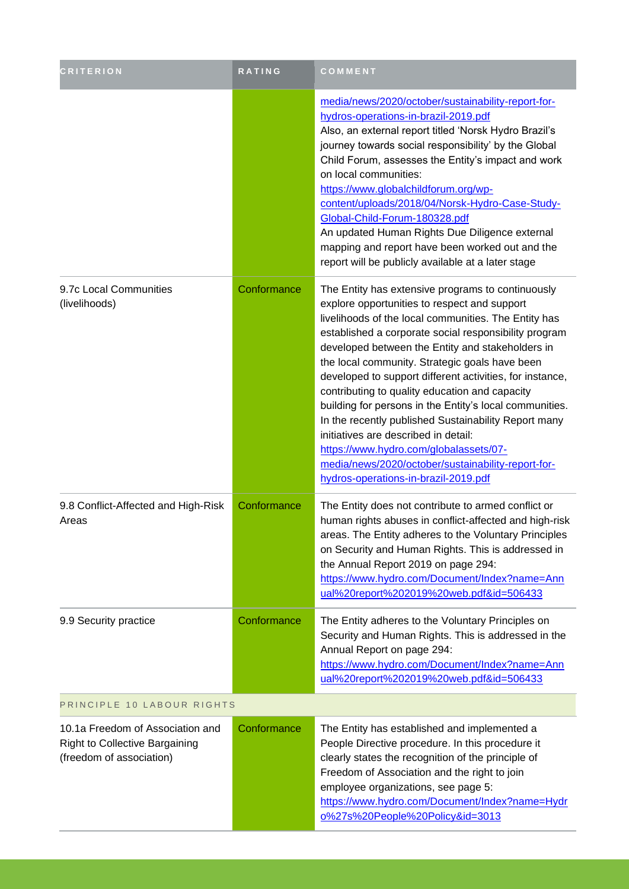| CRITERION | RATING | COMMENT |
|---|---|---|
| | | media/news/2020/october/sustainability-report-for-hydros-operations-in-brazil-2019.pdf Also, an external report titled 'Norsk Hydro Brazil's journey towards social responsibility' by the Global Child Forum, assesses the Entity's impact and work on local communities: https://www.globalchildforum.org/wp-content/uploads/2018/04/Norsk-Hydro-Case-Study-Global-Child-Forum-180328.pdf An updated Human Rights Due Diligence external mapping and report have been worked out and the report will be publicly available at a later stage |
| 9.7c Local Communities (livelihoods) | Conformance | The Entity has extensive programs to continuously explore opportunities to respect and support livelihoods of the local communities. The Entity has established a corporate social responsibility program developed between the Entity and stakeholders in the local community. Strategic goals have been developed to support different activities, for instance, contributing to quality education and capacity building for persons in the Entity's local communities. In the recently published Sustainability Report many initiatives are described in detail: https://www.hydro.com/globalassets/07-media/news/2020/october/sustainability-report-for-hydros-operations-in-brazil-2019.pdf |
| 9.8 Conflict-Affected and High-Risk Areas | Conformance | The Entity does not contribute to armed conflict or human rights abuses in conflict-affected and high-risk areas. The Entity adheres to the Voluntary Principles on Security and Human Rights. This is addressed in the Annual Report 2019 on page 294: https://www.hydro.com/Document/Index?name=Annual%20report%202019%20web.pdf&id=506433 |
| 9.9 Security practice | Conformance | The Entity adheres to the Voluntary Principles on Security and Human Rights. This is addressed in the Annual Report on page 294: https://www.hydro.com/Document/Index?name=Annual%20report%202019%20web.pdf&id=506433 |
| PRINCIPLE 10 LABOUR RIGHTS | | |
| 10.1a Freedom of Association and Right to Collective Bargaining (freedom of association) | Conformance | The Entity has established and implemented a People Directive procedure. In this procedure it clearly states the recognition of the principle of Freedom of Association and the right to join employee organizations, see page 5: https://www.hydro.com/Document/Index?name=Hydro%27s%20People%20Policy&id=3013 |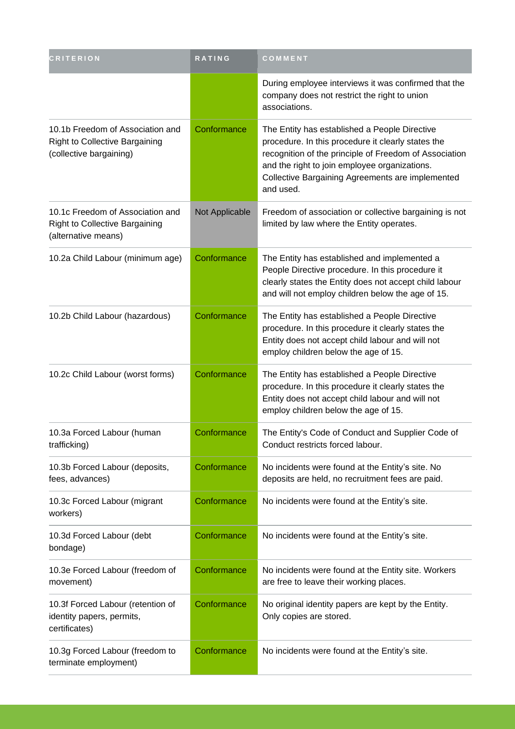| CRITERION | RATING | COMMENT |
|---|---|---|
| | | During employee interviews it was confirmed that the company does not restrict the right to union associations. |
| 10.1b Freedom of Association and Right to Collective Bargaining (collective bargaining) | Conformance | The Entity has established a People Directive procedure. In this procedure it clearly states the recognition of the principle of Freedom of Association and the right to join employee organizations. Collective Bargaining Agreements are implemented and used. |
| 10.1c Freedom of Association and Right to Collective Bargaining (alternative means) | Not Applicable | Freedom of association or collective bargaining is not limited by law where the Entity operates. |
| 10.2a Child Labour (minimum age) | Conformance | The Entity has established and implemented a People Directive procedure. In this procedure it clearly states the Entity does not accept child labour and will not employ children below the age of 15. |
| 10.2b Child Labour (hazardous) | Conformance | The Entity has established a People Directive procedure. In this procedure it clearly states the Entity does not accept child labour and will not employ children below the age of 15. |
| 10.2c Child Labour (worst forms) | Conformance | The Entity has established a People Directive procedure. In this procedure it clearly states the Entity does not accept child labour and will not employ children below the age of 15. |
| 10.3a Forced Labour (human trafficking) | Conformance | The Entity's Code of Conduct and Supplier Code of Conduct restricts forced labour. |
| 10.3b Forced Labour (deposits, fees, advances) | Conformance | No incidents were found at the Entity's site. No deposits are held, no recruitment fees are paid. |
| 10.3c Forced Labour (migrant workers) | Conformance | No incidents were found at the Entity's site. |
| 10.3d Forced Labour (debt bondage) | Conformance | No incidents were found at the Entity's site. |
| 10.3e Forced Labour (freedom of movement) | Conformance | No incidents were found at the Entity site. Workers are free to leave their working places. |
| 10.3f Forced Labour (retention of identity papers, permits, certificates) | Conformance | No original identity papers are kept by the Entity. Only copies are stored. |
| 10.3g Forced Labour (freedom to terminate employment) | Conformance | No incidents were found at the Entity's site. |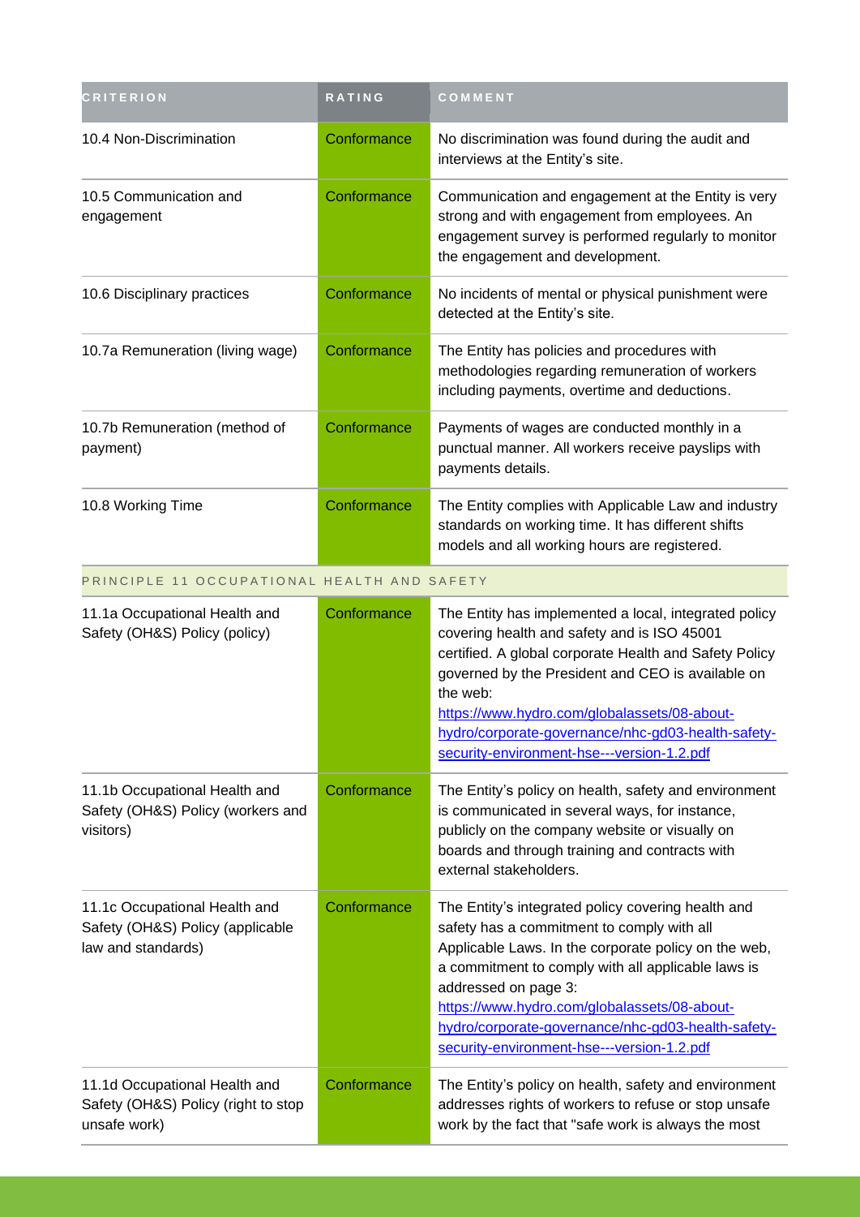| CRITERION | RATING | COMMENT |
| --- | --- | --- |
| 10.4 Non-Discrimination | Conformance | No discrimination was found during the audit and interviews at the Entity's site. |
| 10.5 Communication and engagement | Conformance | Communication and engagement at the Entity is very strong and with engagement from employees. An engagement survey is performed regularly to monitor the engagement and development. |
| 10.6 Disciplinary practices | Conformance | No incidents of mental or physical punishment were detected at the Entity's site. |
| 10.7a Remuneration (living wage) | Conformance | The Entity has policies and procedures with methodologies regarding remuneration of workers including payments, overtime and deductions. |
| 10.7b Remuneration (method of payment) | Conformance | Payments of wages are conducted monthly in a punctual manner. All workers receive payslips with payments details. |
| 10.8 Working Time | Conformance | The Entity complies with Applicable Law and industry standards on working time. It has different shifts models and all working hours are registered. |
| PRINCIPLE 11 OCCUPATIONAL HEALTH AND SAFETY | | |
| 11.1a Occupational Health and Safety (OH&S) Policy (policy) | Conformance | The Entity has implemented a local, integrated policy covering health and safety and is ISO 45001 certified. A global corporate Health and Safety Policy governed by the President and CEO is available on the web: https://www.hydro.com/globalassets/08-about-hydro/corporate-governance/nhc-gd03-health-safety-security-environment-hse---version-1.2.pdf |
| 11.1b Occupational Health and Safety (OH&S) Policy (workers and visitors) | Conformance | The Entity's policy on health, safety and environment is communicated in several ways, for instance, publicly on the company website or visually on boards and through training and contracts with external stakeholders. |
| 11.1c Occupational Health and Safety (OH&S) Policy (applicable law and standards) | Conformance | The Entity's integrated policy covering health and safety has a commitment to comply with all Applicable Laws. In the corporate policy on the web, a commitment to comply with all applicable laws is addressed on page 3: https://www.hydro.com/globalassets/08-about-hydro/corporate-governance/nhc-gd03-health-safety-security-environment-hse---version-1.2.pdf |
| 11.1d Occupational Health and Safety (OH&S) Policy (right to stop unsafe work) | Conformance | The Entity's policy on health, safety and environment addresses rights of workers to refuse or stop unsafe work by the fact that "safe work is always the most |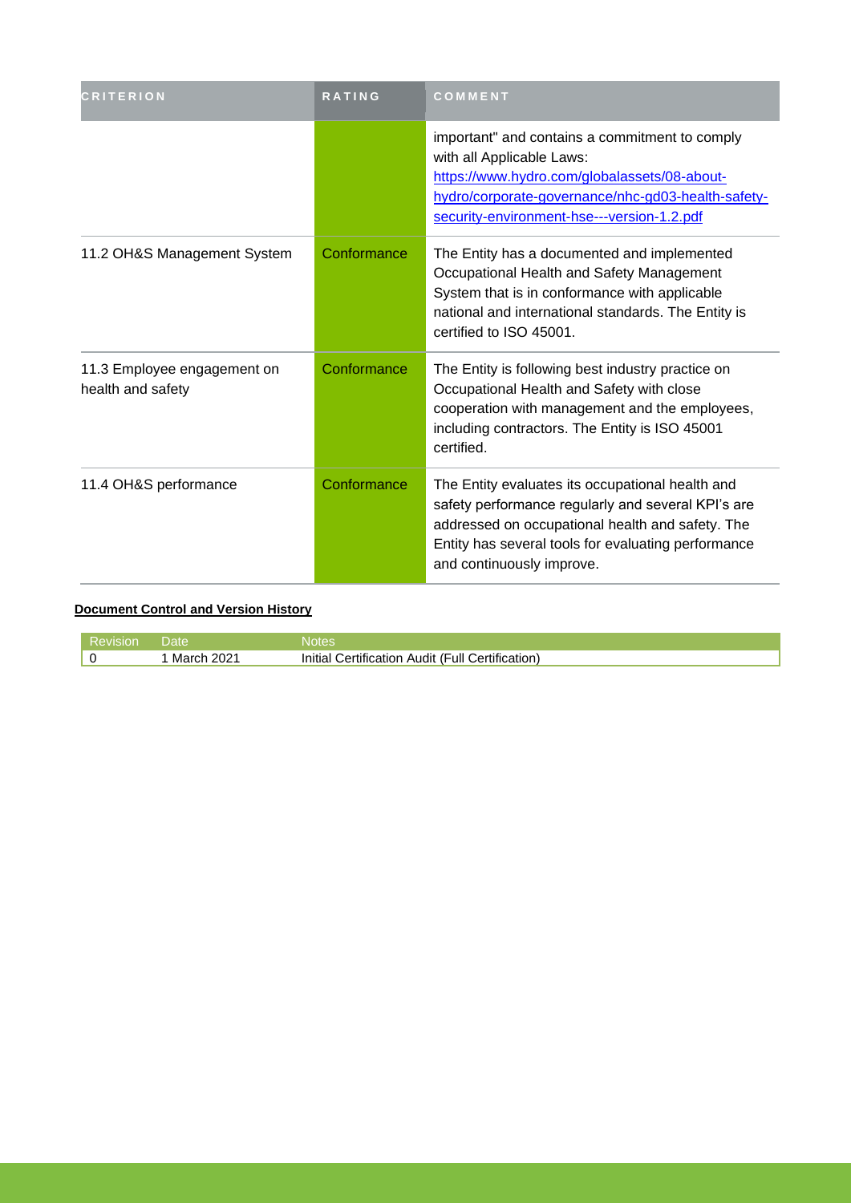| CRITERION | RATING | COMMENT |
|---|---|---|
| | | important" and contains a commitment to comply with all Applicable Laws: https://www.hydro.com/globalassets/08-about-hydro/corporate-governance/nhc-gd03-health-safety-security-environment-hse---version-1.2.pdf |
| 11.2 OH&S Management System | Conformance | The Entity has a documented and implemented Occupational Health and Safety Management System that is in conformance with applicable national and international standards. The Entity is certified to ISO 45001. |
| 11.3 Employee engagement on health and safety | Conformance | The Entity is following best industry practice on Occupational Health and Safety with close cooperation with management and the employees, including contractors. The Entity is ISO 45001 certified. |
| 11.4 OH&S performance | Conformance | The Entity evaluates its occupational health and safety performance regularly and several KPI's are addressed on occupational health and safety. The Entity has several tools for evaluating performance and continuously improve. |

**Document Control and Version History**

| Revision | Date | Notes |
|---|---|---|
| 0 | 1 March 2021 | Initial Certification Audit (Full Certification) |